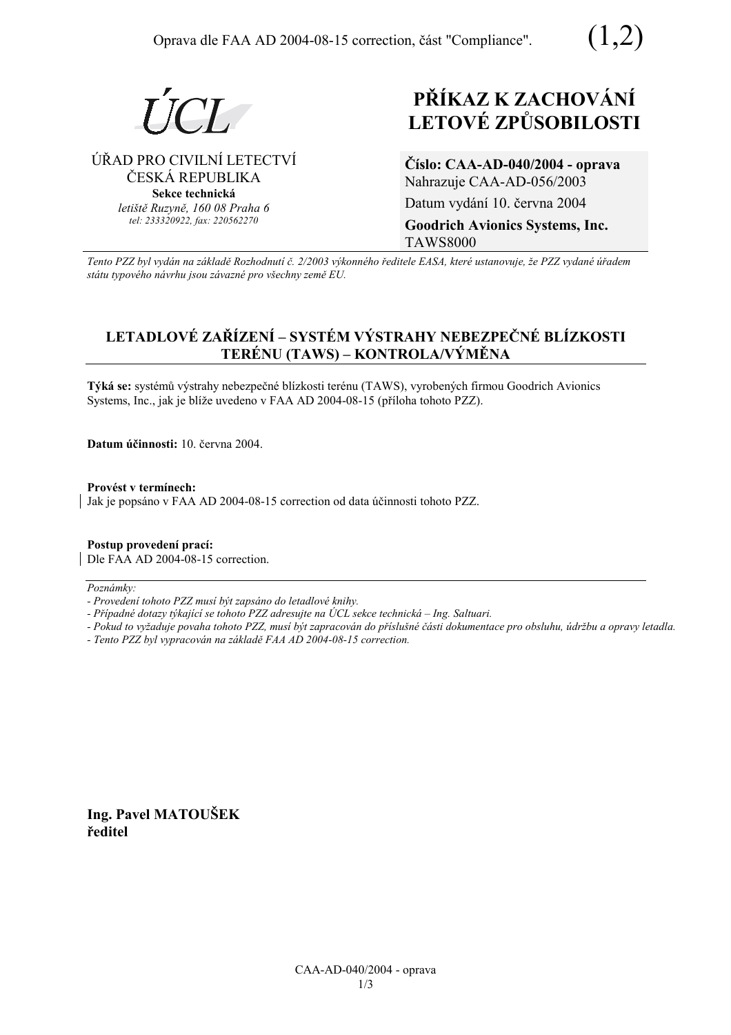Oprava dle FAA AD 2004-08-15 correction, část "Compliance". (1,2)

ÚCL

ÚŘAD PRO CIVILNÍ LETECTVÍ
ČESKÁ REPUBLIKA
**Sekce technická**
*letiště Ruzyně, 160 08 Praha 6*
*tel: 233320922, fax: 220562270*

# PŘÍKAZ K ZACHOVÁNÍ LETOVÉ ZPŮSOBILOSTI

**Číslo: CAA-AD-040/2004 - oprava**
Nahrazuje CAA-AD-056/2003
Datum vydání 10. června 2004
**Goodrich Avionics Systems, Inc.**
TAWS8000

*Tento PZZ byl vydán na základě Rozhodnutí č. 2/2003 výkonného ředitele EASA, které ustanovuje, že PZZ vydané úřadem státu typového návrhu jsou závazné pro všechny země EU.*

## LETADLOVÉ ZAŘÍZENÍ – SYSTÉM VÝSTRAHY NEBEZPEČNÉ BLÍZKOSTI TERÉNU (TAWS) – KONTROLA/VÝMĚNA

**Týká se:** systémů výstrahy nebezpečné blízkosti terénu (TAWS), vyrobených firmou Goodrich Avionics Systems, Inc., jak je blíže uvedeno v FAA AD 2004-08-15 (příloha tohoto PZZ).

**Datum účinnosti:** 10. června 2004.

**Provést v termínech:**
Jak je popsáno v FAA AD 2004-08-15 correction od data účinnosti tohoto PZZ.

**Postup provedení prací:**
Dle FAA AD 2004-08-15 correction.

*Poznámky:*
- *Provedení tohoto PZZ musí být zapsáno do letadlové knihy.*
- *Případné dotazy týkající se tohoto PZZ adresujte na ÚCL sekce technická – Ing. Saltuari.*
- *Pokud to vyžaduje povaha tohoto PZZ, musí být zapracován do příslušné části dokumentace pro obsluhu, údržbu a opravy letadla.*
- *Tento PZZ byl vypracován na základě FAA AD 2004-08-15 correction.*

**Ing. Pavel MATOUŠEK**
**ředitel**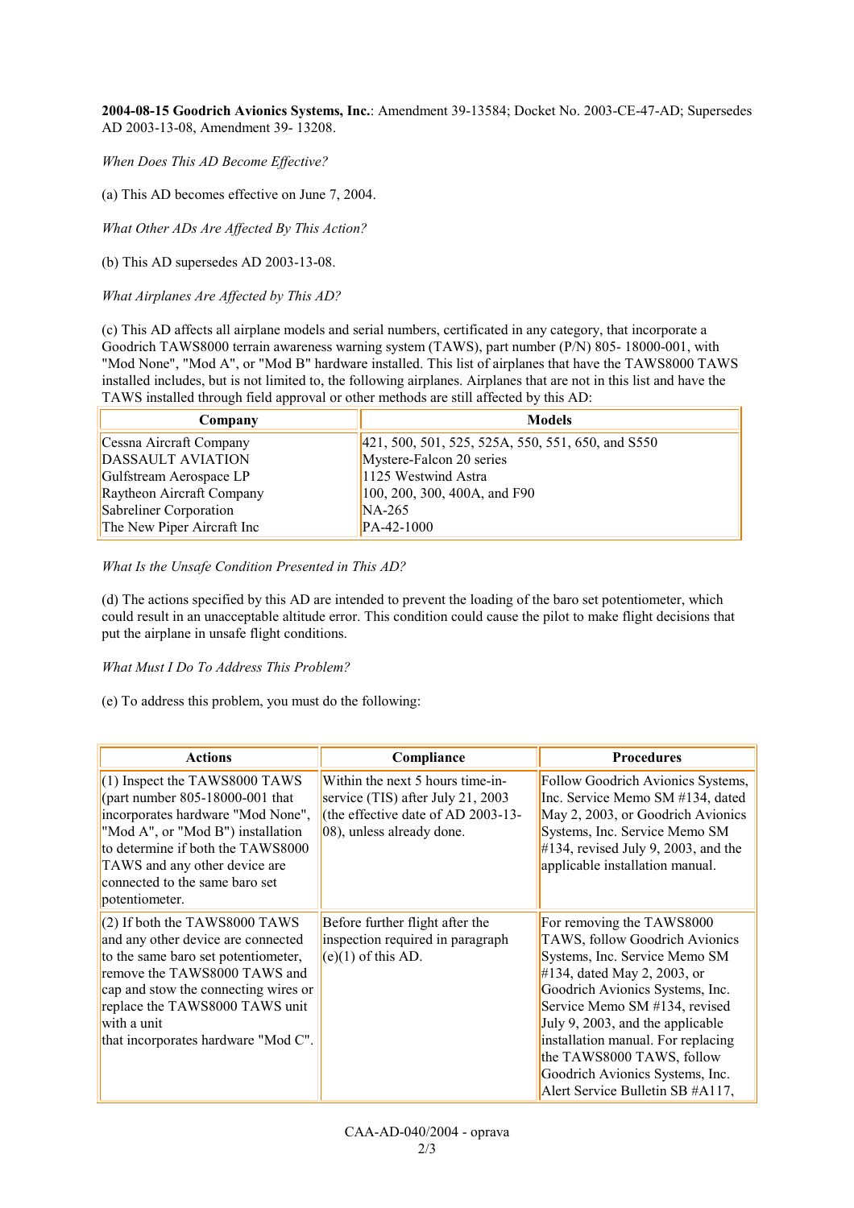**2004-08-15 Goodrich Avionics Systems, Inc.**: Amendment 39-13584; Docket No. 2003-CE-47-AD; Supersedes AD 2003-13-08, Amendment 39- 13208.

*When Does This AD Become Effective?*

(a) This AD becomes effective on June 7, 2004.

*What Other ADs Are Affected By This Action?*

(b) This AD supersedes AD 2003-13-08.

*What Airplanes Are Affected by This AD?*

(c) This AD affects all airplane models and serial numbers, certificated in any category, that incorporate a Goodrich TAWS8000 terrain awareness warning system (TAWS), part number (P/N) 805- 18000-001, with "Mod None", "Mod A", or "Mod B" hardware installed. This list of airplanes that have the TAWS8000 TAWS installed includes, but is not limited to, the following airplanes. Airplanes that are not in this list and have the TAWS installed through field approval or other methods are still affected by this AD:

| Company | Models |
|---|---|
| Cessna Aircraft Company | 421, 500, 501, 525, 525A, 550, 551, 650, and S550 |
| DASSAULT AVIATION | Mystere-Falcon 20 series |
| Gulfstream Aerospace LP | 1125 Westwind Astra |
| Raytheon Aircraft Company | 100, 200, 300, 400A, and F90 |
| Sabreliner Corporation | NA-265 |
| The New Piper Aircraft Inc | PA-42-1000 |

*What Is the Unsafe Condition Presented in This AD?*

(d) The actions specified by this AD are intended to prevent the loading of the baro set potentiometer, which could result in an unacceptable altitude error. This condition could cause the pilot to make flight decisions that put the airplane in unsafe flight conditions.

*What Must I Do To Address This Problem?*

(e) To address this problem, you must do the following:

| Actions | Compliance | Procedures |
|---|---|---|
| (1) Inspect the TAWS8000 TAWS (part number 805-18000-001 that incorporates hardware "Mod None", "Mod A", or "Mod B") installation to determine if both the TAWS8000 TAWS and any other device are connected to the same baro set potentiometer. | Within the next 5 hours time-in-service (TIS) after July 21, 2003 (the effective date of AD 2003-13-08), unless already done. | Follow Goodrich Avionics Systems, Inc. Service Memo SM #134, dated May 2, 2003, or Goodrich Avionics Systems, Inc. Service Memo SM #134, revised July 9, 2003, and the applicable installation manual. |
| (2) If both the TAWS8000 TAWS and any other device are connected to the same baro set potentiometer, remove the TAWS8000 TAWS and cap and stow the connecting wires or replace the TAWS8000 TAWS unit with a unit that incorporates hardware "Mod C". | Before further flight after the inspection required in paragraph (e)(1) of this AD. | For removing the TAWS8000 TAWS, follow Goodrich Avionics Systems, Inc. Service Memo SM #134, dated May 2, 2003, or Goodrich Avionics Systems, Inc. Service Memo SM #134, revised July 9, 2003, and the applicable installation manual. For replacing the TAWS8000 TAWS, follow Goodrich Avionics Systems, Inc. Alert Service Bulletin SB #A117, |

CAA-AD-040/2004 - oprava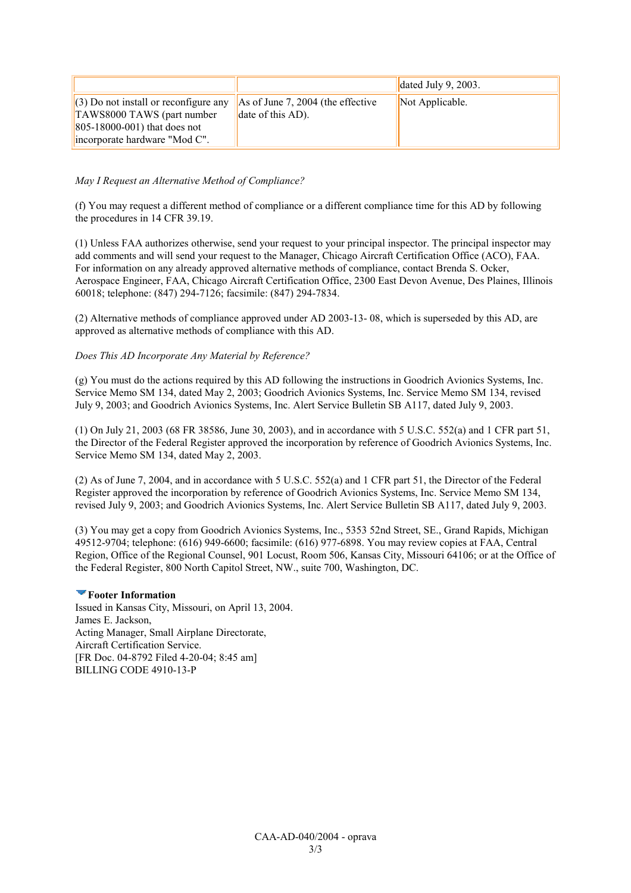| | | |
|---|---|---|
| | | dated July 9, 2003. |
| (3) Do not install or reconfigure any TAWS8000 TAWS (part number 805-18000-001) that does not incorporate hardware "Mod C". | As of June 7, 2004 (the effective date of this AD). | Not Applicable. |

*May I Request an Alternative Method of Compliance?*

(f) You may request a different method of compliance or a different compliance time for this AD by following the procedures in 14 CFR 39.19.

(1) Unless FAA authorizes otherwise, send your request to your principal inspector. The principal inspector may add comments and will send your request to the Manager, Chicago Aircraft Certification Office (ACO), FAA. For information on any already approved alternative methods of compliance, contact Brenda S. Ocker, Aerospace Engineer, FAA, Chicago Aircraft Certification Office, 2300 East Devon Avenue, Des Plaines, Illinois 60018; telephone: (847) 294-7126; facsimile: (847) 294-7834.

(2) Alternative methods of compliance approved under AD 2003-13- 08, which is superseded by this AD, are approved as alternative methods of compliance with this AD.

*Does This AD Incorporate Any Material by Reference?*

(g) You must do the actions required by this AD following the instructions in Goodrich Avionics Systems, Inc. Service Memo SM 134, dated May 2, 2003; Goodrich Avionics Systems, Inc. Service Memo SM 134, revised July 9, 2003; and Goodrich Avionics Systems, Inc. Alert Service Bulletin SB A117, dated July 9, 2003.

(1) On July 21, 2003 (68 FR 38586, June 30, 2003), and in accordance with 5 U.S.C. 552(a) and 1 CFR part 51, the Director of the Federal Register approved the incorporation by reference of Goodrich Avionics Systems, Inc. Service Memo SM 134, dated May 2, 2003.

(2) As of June 7, 2004, and in accordance with 5 U.S.C. 552(a) and 1 CFR part 51, the Director of the Federal Register approved the incorporation by reference of Goodrich Avionics Systems, Inc. Service Memo SM 134, revised July 9, 2003; and Goodrich Avionics Systems, Inc. Alert Service Bulletin SB A117, dated July 9, 2003.

(3) You may get a copy from Goodrich Avionics Systems, Inc., 5353 52nd Street, SE., Grand Rapids, Michigan 49512-9704; telephone: (616) 949-6600; facsimile: (616) 977-6898. You may review copies at FAA, Central Region, Office of the Regional Counsel, 901 Locust, Room 506, Kansas City, Missouri 64106; or at the Office of the Federal Register, 800 North Capitol Street, NW., suite 700, Washington, DC.

**Footer Information**

Issued in Kansas City, Missouri, on April 13, 2004.
James E. Jackson,
Acting Manager, Small Airplane Directorate,
Aircraft Certification Service.
[FR Doc. 04-8792 Filed 4-20-04; 8:45 am]
BILLING CODE 4910-13-P